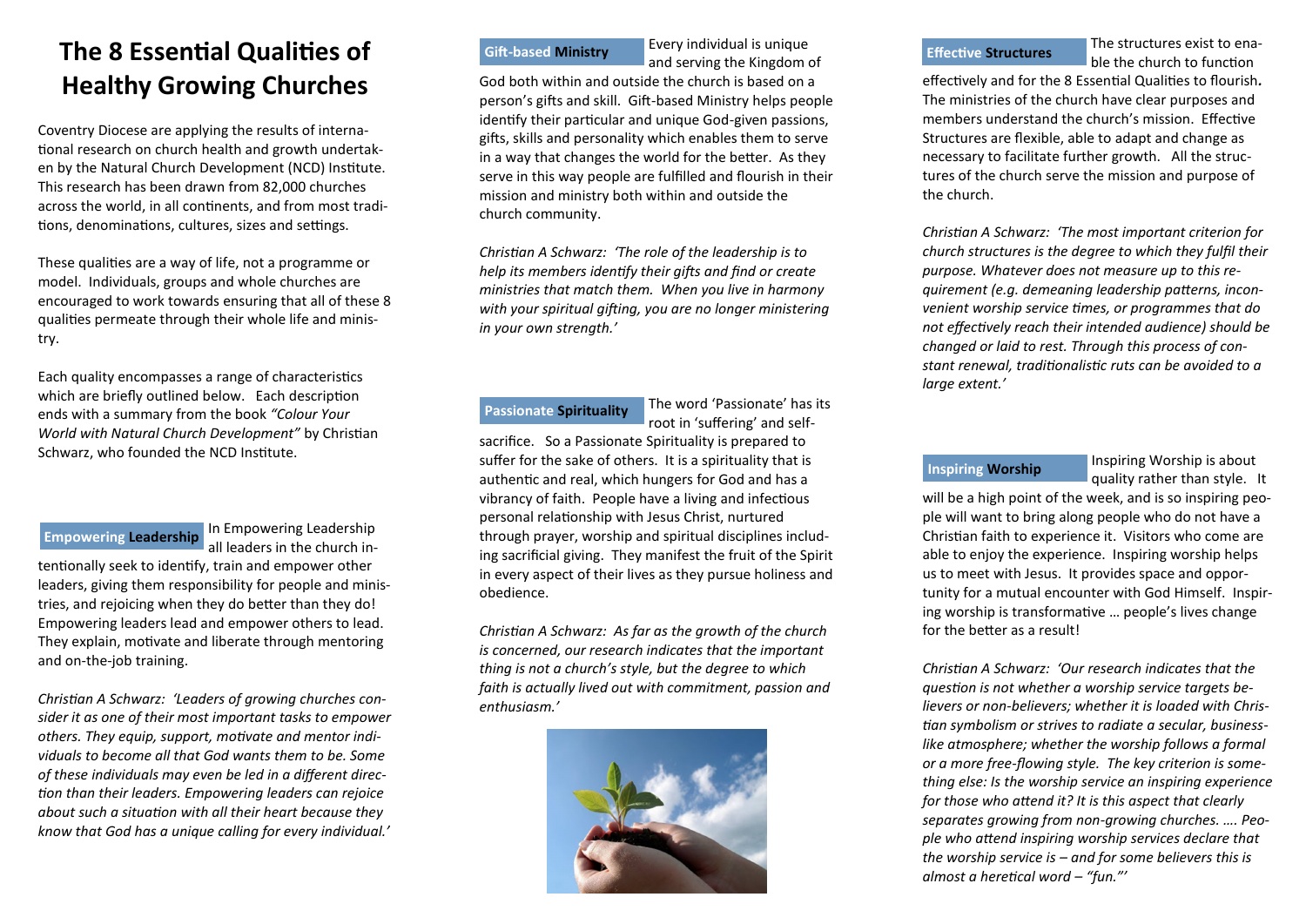# The 8 Essential Qualities of Healthy Growing Churches

Coventry Diocese are applying the results of international research on church health and growth undertaken by the Natural Church Development (NCD) Institute. This research has been drawn from 82,000 churches across the world, in all continents, and from most traditions, denominations, cultures, sizes and settings.

These qualities are a way of life, not a programme or model. Individuals, groups and whole churches are encouraged to work towards ensuring that all of these 8 qualities permeate through their whole life and ministry.

Each quality encompasses a range of characteristics which are briefly outlined below. Each description ends with a summary from the book *"Colour Your World with Natural Church Development"* by Christian Schwarz, who founded the NCD Institute.

## Empowering **Leadership**

In Empowering Leadership all leaders in the church intentionally seek to identify, train and empower other leaders, giving them responsibility for people and ministries, and rejoicing when they do better than they do! Empowering leaders lead and empower others to lead. They explain, motivate and liberate through mentoring and on-the-job training.

*Christian A Schwarz: 'Leaders of growing churches consider it as one of their most important tasks to empower others. They equip, support, motivate and mentor individuals to become all that God wants them to be. Some of these individuals may even be led in a different direction than their leaders. Empowering leaders can rejoice about such a situation with all their heart because they know that God has a unique calling for every individual.'*

## Gift-based **Ministry**

Every individual is unique and serving the Kingdom of God both within and outside the church is based on a person's gifts and skill. Gift-based Ministry helps people identify their particular and unique God-given passions, gifts, skills and personality which enables them to serve in a way that changes the world for the better. As they serve in this way people are fulfilled and flourish in their mission and ministry both within and outside the church community.

*Christian A Schwarz: 'The role of the leadership is to help its members identify their gifts and find or create ministries that match them. When you live in harmony with your spiritual gifting, you are no longer ministering in your own strength.'*

## Passionate **Spirituality**

The word 'Passionate' has its root in 'suffering' and self-sacrifice. So a Passionate Spirituality is prepared to suffer for the sake of others. It is a spirituality that is authentic and real, which hungers for God and has a vibrancy of faith. People have a living and infectious personal relationship with Jesus Christ, nurtured through prayer, worship and spiritual disciplines including sacrificial giving. They manifest the fruit of the Spirit in every aspect of their lives as they pursue holiness and obedience.

*Christian A Schwarz: As far as the growth of the church is concerned, our research indicates that the important thing is not a church's style, but the degree to which faith is actually lived out with commitment, passion and enthusiasm.'*

## Effective **Structures**

The structures exist to enable the church to function effectively and for the 8 Essential Qualities to flourish**.** The ministries of the church have clear purposes and members understand the church's mission. Effective Structures are flexible, able to adapt and change as necessary to facilitate further growth. All the structures of the church serve the mission and purpose of the church.

*Christian A Schwarz: 'The most important criterion for church structures is the degree to which they fulfil their purpose. Whatever does not measure up to this requirement (e.g. demeaning leadership patterns, inconvenient worship service times, or programmes that do not effectively reach their intended audience) should be changed or laid to rest. Through this process of constant renewal, traditionalistic ruts can be avoided to a large extent.'*

## Inspiring **Worship**

Inspiring Worship is about quality rather than style. It will be a high point of the week, and is so inspiring people will want to bring along people who do not have a Christian faith to experience it. Visitors who come are able to enjoy the experience. Inspiring worship helps us to meet with Jesus. It provides space and opportunity for a mutual encounter with God Himself. Inspiring worship is transformative … people's lives change for the better as a result!

*Christian A Schwarz: 'Our research indicates that the question is not whether a worship service targets believers or non-believers; whether it is loaded with Christian symbolism or strives to radiate a secular, business-like atmosphere; whether the worship follows a formal or a more free-flowing style. The key criterion is something else: Is the worship service an inspiring experience for those who attend it? It is this aspect that clearly separates growing from non-growing churches. …. People who attend inspiring worship services declare that the worship service is – and for some believers this is almost a heretical word – "fun."'*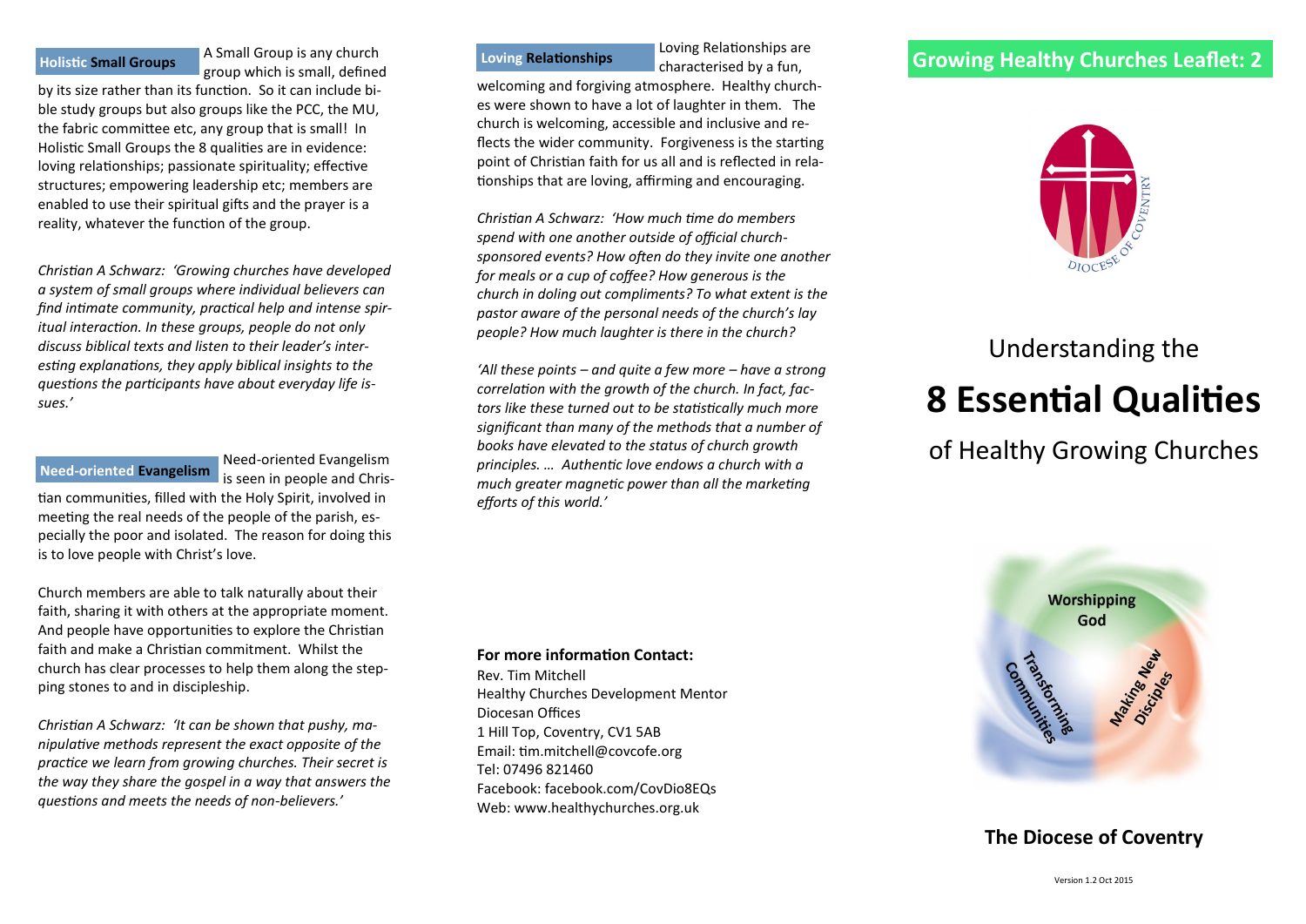## Holistic Small Groups

A Small Group is any church group which is small, defined by its size rather than its function. So it can include bible study groups but also groups like the PCC, the MU, the fabric committee etc, any group that is small! In Holistic Small Groups the 8 qualities are in evidence: loving relationships; passionate spirituality; effective structures; empowering leadership etc; members are enabled to use their spiritual gifts and the prayer is a reality, whatever the function of the group.

*Christian A Schwarz: 'Growing churches have developed a system of small groups where individual believers can find intimate community, practical help and intense spiritual interaction. In these groups, people do not only discuss biblical texts and listen to their leader's interesting explanations, they apply biblical insights to the questions the participants have about everyday life issues.'*

## Need-oriented Evangelism

Need-oriented Evangelism is seen in people and Christian communities, filled with the Holy Spirit, involved in meeting the real needs of the people of the parish, especially the poor and isolated. The reason for doing this is to love people with Christ's love.

Church members are able to talk naturally about their faith, sharing it with others at the appropriate moment. And people have opportunities to explore the Christian faith and make a Christian commitment. Whilst the church has clear processes to help them along the stepping stones to and in discipleship.

*Christian A Schwarz: 'It can be shown that pushy, manipulative methods represent the exact opposite of the practice we learn from growing churches. Their secret is the way they share the gospel in a way that answers the questions and meets the needs of non-believers.'*

## Loving Relationships

Loving Relationships are characterised by a fun, welcoming and forgiving atmosphere. Healthy churches were shown to have a lot of laughter in them. The church is welcoming, accessible and inclusive and reflects the wider community. Forgiveness is the starting point of Christian faith for us all and is reflected in relationships that are loving, affirming and encouraging.

*Christian A Schwarz: 'How much time do members spend with one another outside of official church-sponsored events? How often do they invite one another for meals or a cup of coffee? How generous is the church in doling out compliments? To what extent is the pastor aware of the personal needs of the church's lay people? How much laughter is there in the church?*

*'All these points – and quite a few more – have a strong correlation with the growth of the church. In fact, factors like these turned out to be statistically much more significant than many of the methods that a number of books have elevated to the status of church growth principles. … Authentic love endows a church with a much greater magnetic power than all the marketing efforts of this world.'*

**For more information Contact:**

Rev. Tim Mitchell
Healthy Churches Development Mentor
Diocesan Offices
1 Hill Top, Coventry, CV1 5AB
Email: tim.mitchell@covcofe.org
Tel: 07496 821460
Facebook: facebook.com/CovDio8EQs
Web: www.healthychurches.org.uk

## Growing Healthy Churches Leaflet: 2

DIOCESE OF COVENTRY

# Understanding the 8 Essential Qualities of Healthy Growing Churches

Worshipping God

Transforming Communities

Making New Disciples

**The Diocese of Coventry**

Version 1.2 Oct 2015